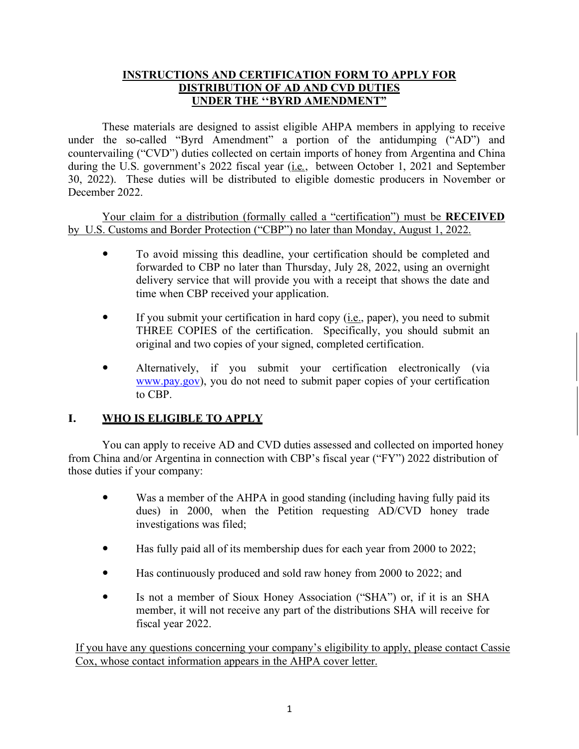# INSTRUCTIONS AND CERTIFICATION FORM TO APPLY FOR DISTRIBUTION OF AD AND CVD DUTIES UNDER THE ''BYRD AMENDMENT"

These materials are designed to assist eligible AHPA members in applying to receive under the so-called "Byrd Amendment" a portion of the antidumping ("AD") and countervailing ("CVD") duties collected on certain imports of honey from Argentina and China during the U.S. government's 2022 fiscal year (i.e., between October 1, 2021 and September 30, 2022). These duties will be distributed to eligible domestic producers in November or December 2022.

Your claim for a distribution (formally called a "certification") must be **RECEIVED** by U.S. Customs and Border Protection ("CBP") no later than Monday, August 1, 2022.

- To avoid missing this deadline, your certification should be completed and forwarded to CBP no later than Thursday, July 28, 2022, using an overnight delivery service that will provide you with a receipt that shows the date and time when CBP received your application.
- If you submit your certification in hard copy (i.e., paper), you need to submit THREE COPIES of the certification. Specifically, you should submit an original and two copies of your signed, completed certification.
- Alternatively, if you submit your certification electronically (via www.pay.gov), you do not need to submit paper copies of your certification to CBP.

## I. WHO IS ELIGIBLE TO APPLY

You can apply to receive AD and CVD duties assessed and collected on imported honey from China and/or Argentina in connection with CBP's fiscal year ("FY") 2022 distribution of those duties if your company:

- Was a member of the AHPA in good standing (including having fully paid its dues) in 2000, when the Petition requesting AD/CVD honey trade investigations was filed;
- Has fully paid all of its membership dues for each year from 2000 to 2022;
- Has continuously produced and sold raw honey from 2000 to 2022; and
- Is not a member of Sioux Honey Association ("SHA") or, if it is an SHA member, it will not receive any part of the distributions SHA will receive for fiscal year 2022.

If you have any questions concerning your company's eligibility to apply, please contact Cassie Cox, whose contact information appears in the AHPA cover letter.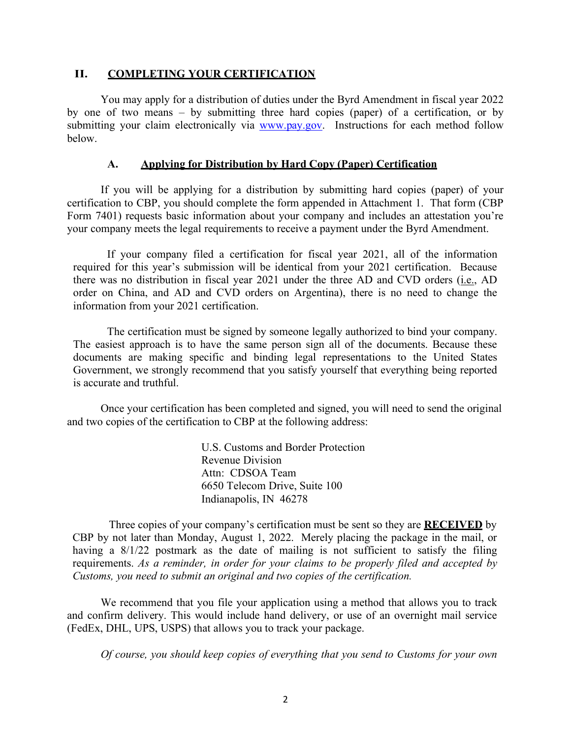## II. COMPLETING YOUR CERTIFICATION

You may apply for a distribution of duties under the Byrd Amendment in fiscal year 2022 by one of two means – by submitting three hard copies (paper) of a certification, or by submitting your claim electronically via www.pay.gov. Instructions for each method follow below.

### A. Applying for Distribution by Hard Copy (Paper) Certification

If you will be applying for a distribution by submitting hard copies (paper) of your certification to CBP, you should complete the form appended in Attachment 1. That form (CBP Form 7401) requests basic information about your company and includes an attestation you're your company meets the legal requirements to receive a payment under the Byrd Amendment.

If your company filed a certification for fiscal year 2021, all of the information required for this year's submission will be identical from your 2021 certification. Because there was no distribution in fiscal year 2021 under the three AD and CVD orders (i.e., AD order on China, and AD and CVD orders on Argentina), there is no need to change the information from your 2021 certification.

The certification must be signed by someone legally authorized to bind your company. The easiest approach is to have the same person sign all of the documents. Because these documents are making specific and binding legal representations to the United States Government, we strongly recommend that you satisfy yourself that everything being reported is accurate and truthful.

Once your certification has been completed and signed, you will need to send the original and two copies of the certification to CBP at the following address:

U.S. Customs and Border Protection
Revenue Division
Attn: CDSOA Team
6650 Telecom Drive, Suite 100
Indianapolis, IN 46278

Three copies of your company's certification must be sent so they are **RECEIVED** by CBP by not later than Monday, August 1, 2022. Merely placing the package in the mail, or having a 8/1/22 postmark as the date of mailing is not sufficient to satisfy the filing requirements. *As a reminder, in order for your claims to be properly filed and accepted by Customs, you need to submit an original and two copies of the certification.*

We recommend that you file your application using a method that allows you to track and confirm delivery. This would include hand delivery, or use of an overnight mail service (FedEx, DHL, UPS, USPS) that allows you to track your package.

*Of course, you should keep copies of everything that you send to Customs for your own*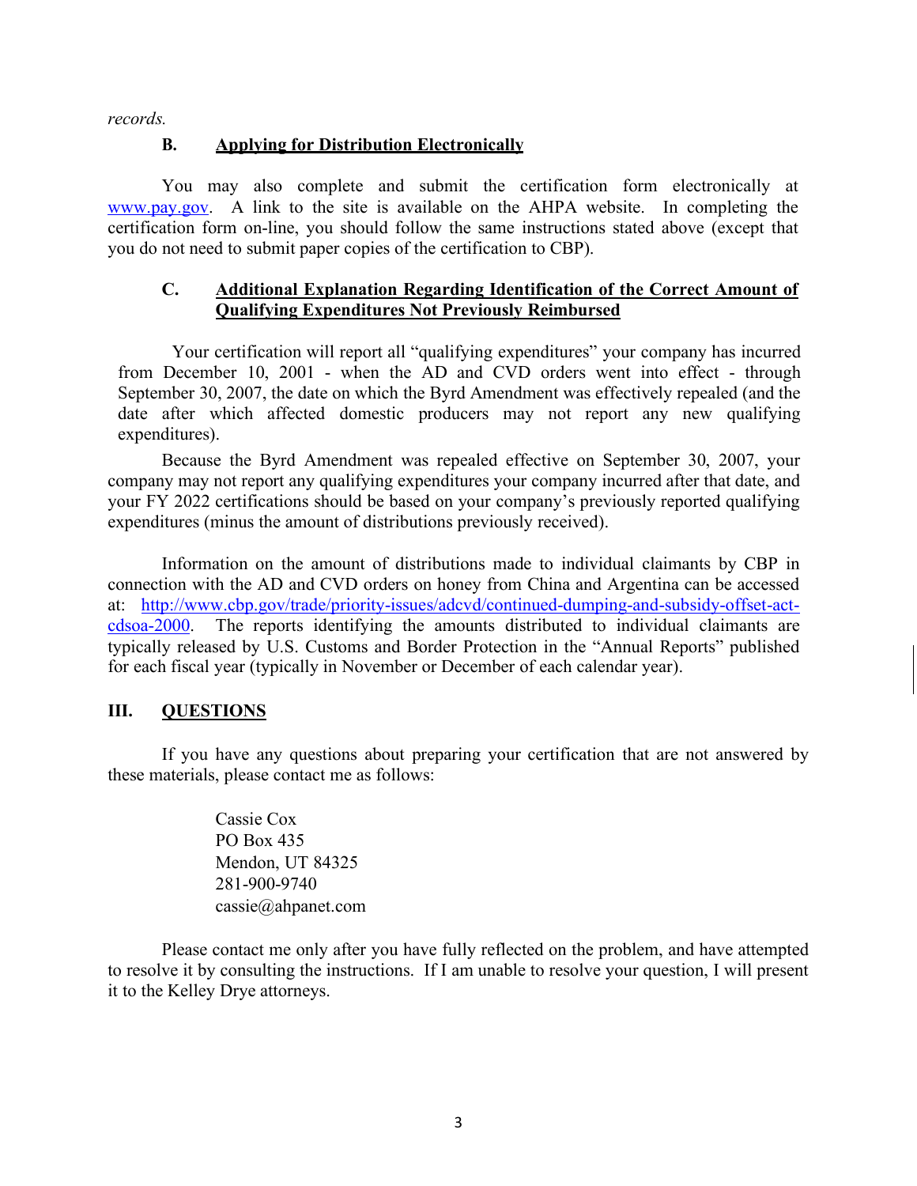*records.*

### B. Applying for Distribution Electronically

You may also complete and submit the certification form electronically at www.pay.gov. A link to the site is available on the AHPA website. In completing the certification form on-line, you should follow the same instructions stated above (except that you do not need to submit paper copies of the certification to CBP).

### C. Additional Explanation Regarding Identification of the Correct Amount of Qualifying Expenditures Not Previously Reimbursed

Your certification will report all "qualifying expenditures" your company has incurred from December 10, 2001 - when the AD and CVD orders went into effect - through September 30, 2007, the date on which the Byrd Amendment was effectively repealed (and the date after which affected domestic producers may not report any new qualifying expenditures).

Because the Byrd Amendment was repealed effective on September 30, 2007, your company may not report any qualifying expenditures your company incurred after that date, and your FY 2022 certifications should be based on your company's previously reported qualifying expenditures (minus the amount of distributions previously received).

Information on the amount of distributions made to individual claimants by CBP in connection with the AD and CVD orders on honey from China and Argentina can be accessed at: http://www.cbp.gov/trade/priority-issues/adcvd/continued-dumping-and-subsidy-offset-act-cdsoa-2000. The reports identifying the amounts distributed to individual claimants are typically released by U.S. Customs and Border Protection in the "Annual Reports" published for each fiscal year (typically in November or December of each calendar year).

## III. QUESTIONS

If you have any questions about preparing your certification that are not answered by these materials, please contact me as follows:

Cassie Cox
PO Box 435
Mendon, UT 84325
281-900-9740
cassie@ahpanet.com

Please contact me only after you have fully reflected on the problem, and have attempted to resolve it by consulting the instructions. If I am unable to resolve your question, I will present it to the Kelley Drye attorneys.